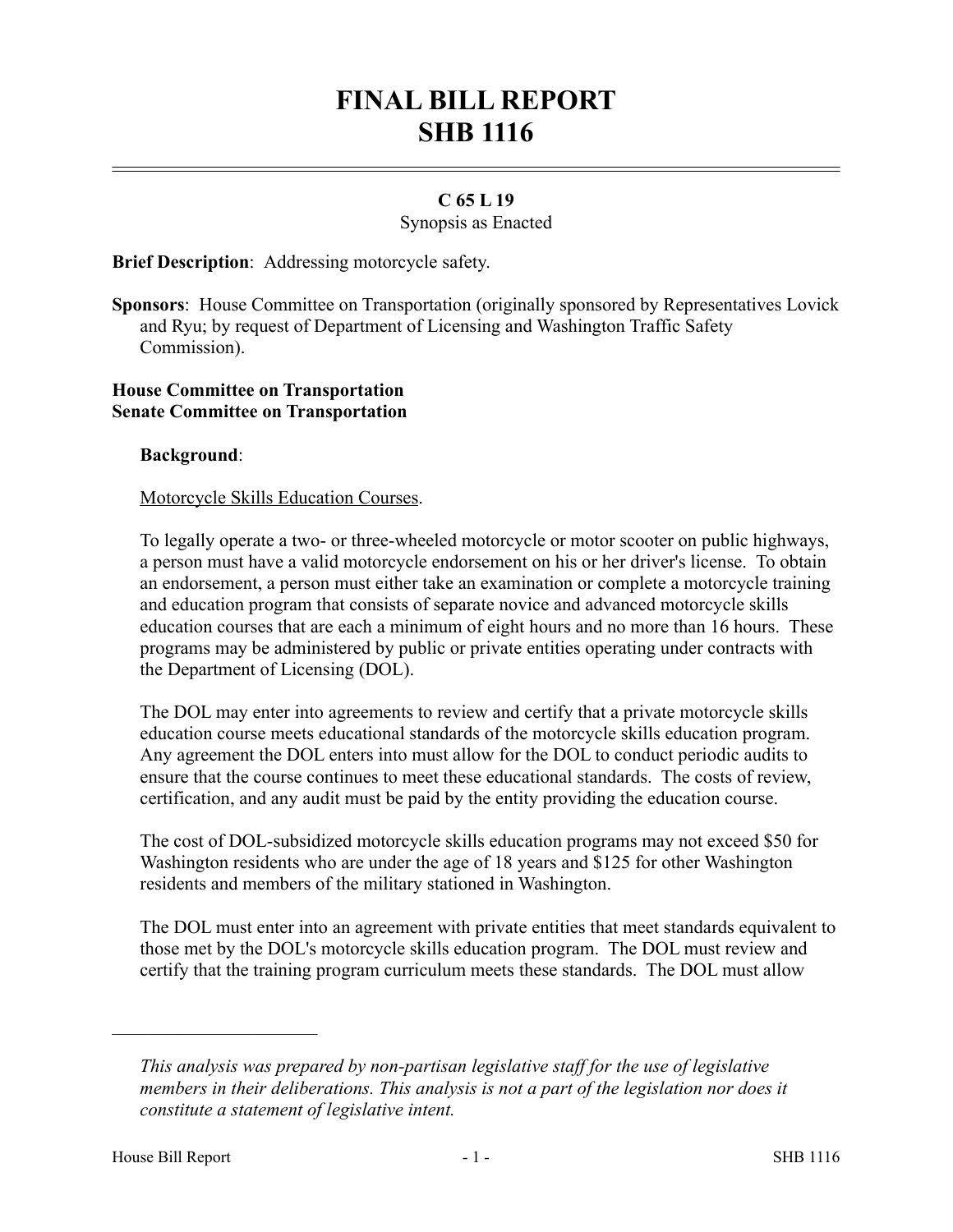# FINAL BILL REPORT
# SHB 1116

**C 65 L 19**

Synopsis as Enacted

**Brief Description**: Addressing motorcycle safety.

**Sponsors**: House Committee on Transportation (originally sponsored by Representatives Lovick and Ryu; by request of Department of Licensing and Washington Traffic Safety Commission).

**House Committee on Transportation**
**Senate Committee on Transportation**

**Background**:

Motorcycle Skills Education Courses.

To legally operate a two- or three-wheeled motorcycle or motor scooter on public highways, a person must have a valid motorcycle endorsement on his or her driver's license. To obtain an endorsement, a person must either take an examination or complete a motorcycle training and education program that consists of separate novice and advanced motorcycle skills education courses that are each a minimum of eight hours and no more than 16 hours. These programs may be administered by public or private entities operating under contracts with the Department of Licensing (DOL).

The DOL may enter into agreements to review and certify that a private motorcycle skills education course meets educational standards of the motorcycle skills education program. Any agreement the DOL enters into must allow for the DOL to conduct periodic audits to ensure that the course continues to meet these educational standards. The costs of review, certification, and any audit must be paid by the entity providing the education course.

The cost of DOL-subsidized motorcycle skills education programs may not exceed $50 for Washington residents who are under the age of 18 years and $125 for other Washington residents and members of the military stationed in Washington.

The DOL must enter into an agreement with private entities that meet standards equivalent to those met by the DOL's motorcycle skills education program. The DOL must review and certify that the training program curriculum meets these standards. The DOL must allow

---

*This analysis was prepared by non-partisan legislative staff for the use of legislative members in their deliberations. This analysis is not a part of the legislation nor does it constitute a statement of legislative intent.*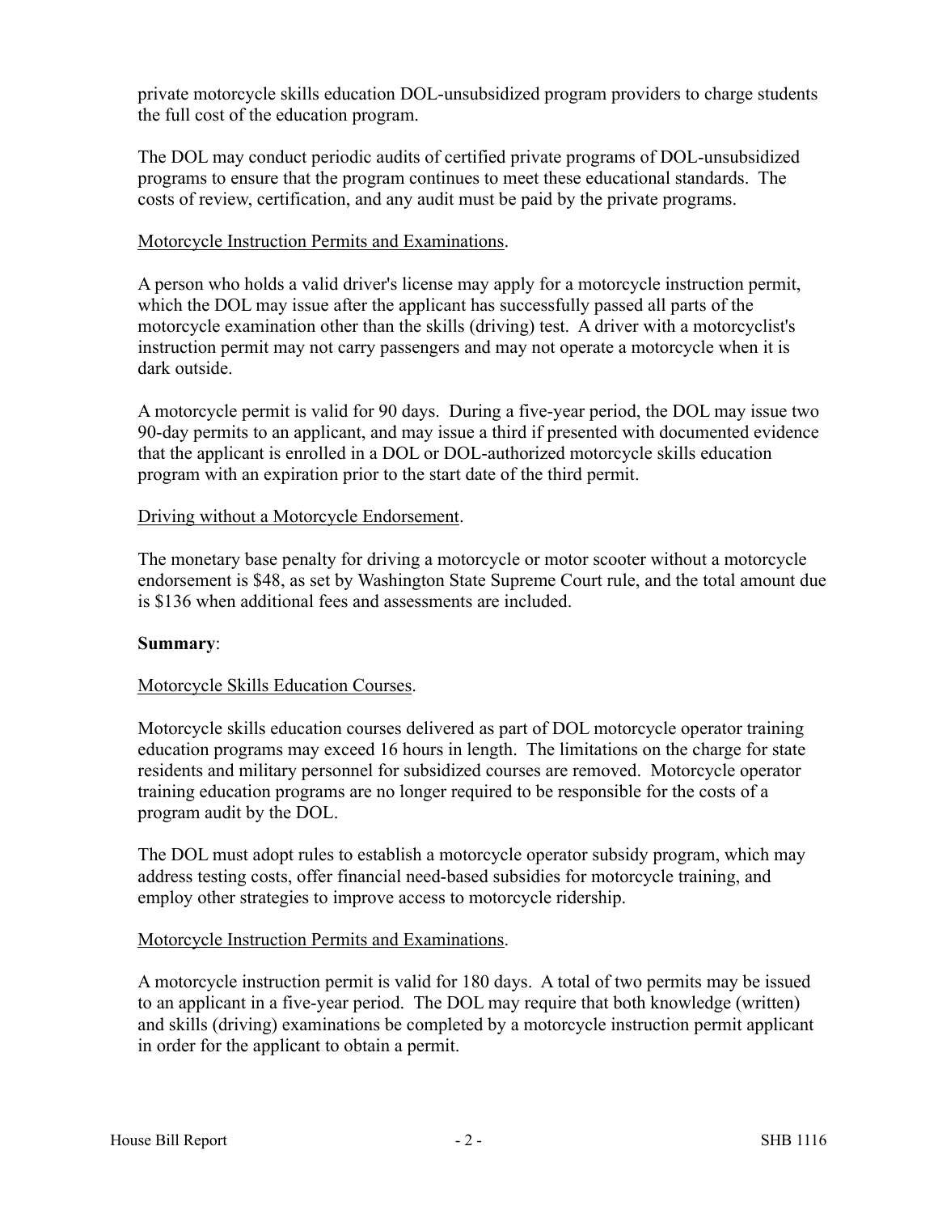private motorcycle skills education DOL-unsubsidized program providers to charge students the full cost of the education program.

The DOL may conduct periodic audits of certified private programs of DOL-unsubsidized programs to ensure that the program continues to meet these educational standards. The costs of review, certification, and any audit must be paid by the private programs.

Motorcycle Instruction Permits and Examinations.

A person who holds a valid driver's license may apply for a motorcycle instruction permit, which the DOL may issue after the applicant has successfully passed all parts of the motorcycle examination other than the skills (driving) test. A driver with a motorcyclist's instruction permit may not carry passengers and may not operate a motorcycle when it is dark outside.

A motorcycle permit is valid for 90 days. During a five-year period, the DOL may issue two 90-day permits to an applicant, and may issue a third if presented with documented evidence that the applicant is enrolled in a DOL or DOL-authorized motorcycle skills education program with an expiration prior to the start date of the third permit.

Driving without a Motorcycle Endorsement.

The monetary base penalty for driving a motorcycle or motor scooter without a motorcycle endorsement is $48, as set by Washington State Supreme Court rule, and the total amount due is $136 when additional fees and assessments are included.

**Summary**:

Motorcycle Skills Education Courses.

Motorcycle skills education courses delivered as part of DOL motorcycle operator training education programs may exceed 16 hours in length. The limitations on the charge for state residents and military personnel for subsidized courses are removed. Motorcycle operator training education programs are no longer required to be responsible for the costs of a program audit by the DOL.

The DOL must adopt rules to establish a motorcycle operator subsidy program, which may address testing costs, offer financial need-based subsidies for motorcycle training, and employ other strategies to improve access to motorcycle ridership.

Motorcycle Instruction Permits and Examinations.

A motorcycle instruction permit is valid for 180 days. A total of two permits may be issued to an applicant in a five-year period. The DOL may require that both knowledge (written) and skills (driving) examinations be completed by a motorcycle instruction permit applicant in order for the applicant to obtain a permit.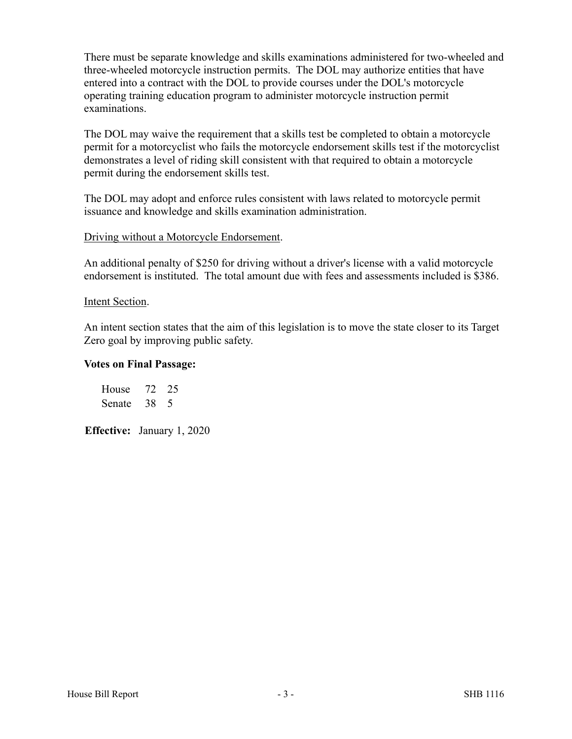There must be separate knowledge and skills examinations administered for two-wheeled and three-wheeled motorcycle instruction permits. The DOL may authorize entities that have entered into a contract with the DOL to provide courses under the DOL's motorcycle operating training education program to administer motorcycle instruction permit examinations.

The DOL may waive the requirement that a skills test be completed to obtain a motorcycle permit for a motorcyclist who fails the motorcycle endorsement skills test if the motorcyclist demonstrates a level of riding skill consistent with that required to obtain a motorcycle permit during the endorsement skills test.

The DOL may adopt and enforce rules consistent with laws related to motorcycle permit issuance and knowledge and skills examination administration.

Driving without a Motorcycle Endorsement.

An additional penalty of $250 for driving without a driver's license with a valid motorcycle endorsement is instituted. The total amount due with fees and assessments included is $386.

Intent Section.

An intent section states that the aim of this legislation is to move the state closer to its Target Zero goal by improving public safety.

**Votes on Final Passage:**

| | | |
|---|---|---|
| House | 72 | 25 |
| Senate | 38 | 5 |

**Effective:** January 1, 2020